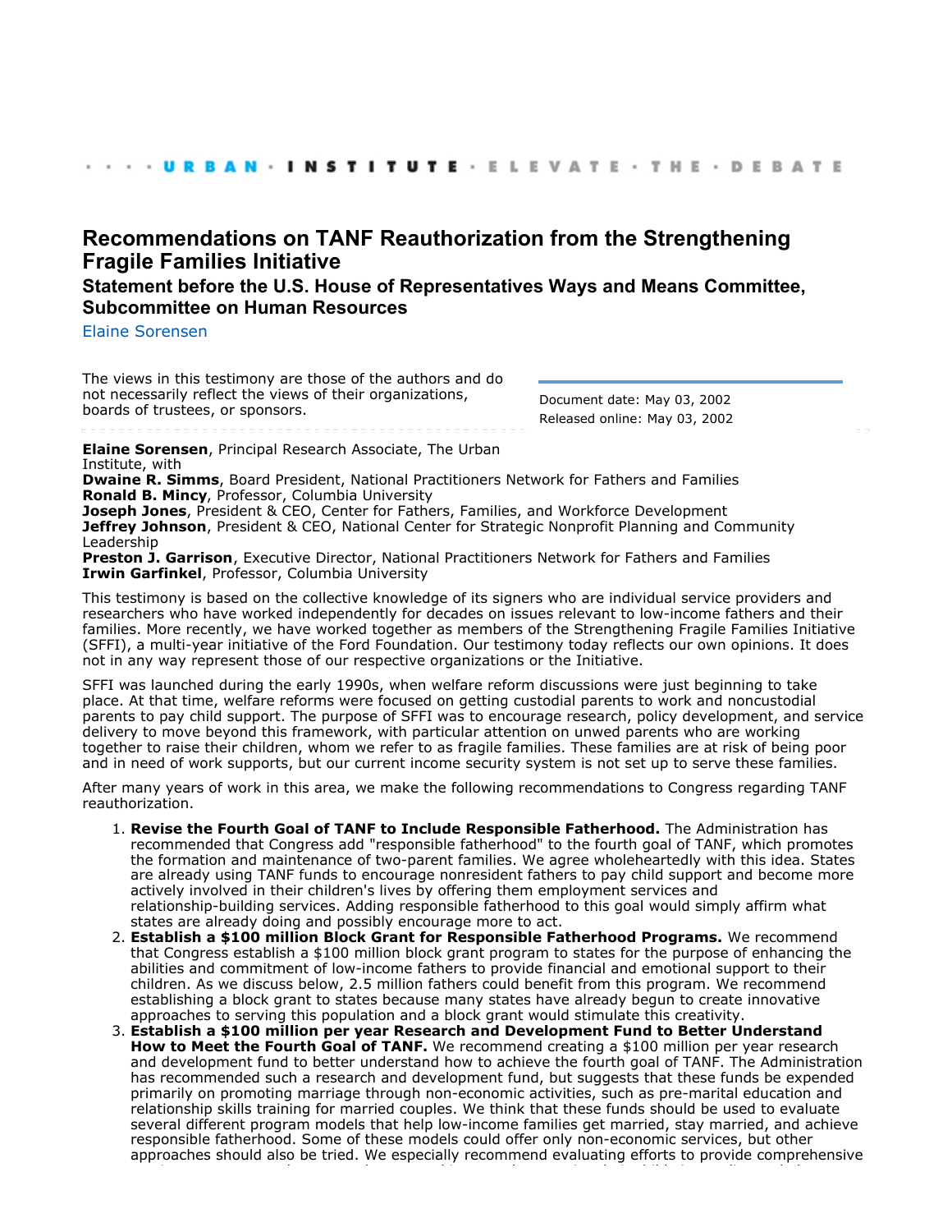# Recommendations on TANF Reauthorization from the Strengthening Fragile Families Initiative

## Statement before the U.S. House of Representatives Ways and Means Committee, Subcommittee on Human Resources

Elaine Sorensen

The views in this testimony are those of the authors and do not necessarily reflect the views of their organizations, boards of trustees, or sponsors.

Document date: May 03, 2002
Released online: May 03, 2002

**Elaine Sorensen**, Principal Research Associate, The Urban Institute, with
**Dwaine R. Simms**, Board President, National Practitioners Network for Fathers and Families
**Ronald B. Mincy**, Professor, Columbia University
**Joseph Jones**, President & CEO, Center for Fathers, Families, and Workforce Development
**Jeffrey Johnson**, President & CEO, National Center for Strategic Nonprofit Planning and Community Leadership
**Preston J. Garrison**, Executive Director, National Practitioners Network for Fathers and Families
**Irwin Garfinkel**, Professor, Columbia University

This testimony is based on the collective knowledge of its signers who are individual service providers and researchers who have worked independently for decades on issues relevant to low-income fathers and their families. More recently, we have worked together as members of the Strengthening Fragile Families Initiative (SFFI), a multi-year initiative of the Ford Foundation. Our testimony today reflects our own opinions. It does not in any way represent those of our respective organizations or the Initiative.

SFFI was launched during the early 1990s, when welfare reform discussions were just beginning to take place. At that time, welfare reforms were focused on getting custodial parents to work and noncustodial parents to pay child support. The purpose of SFFI was to encourage research, policy development, and service delivery to move beyond this framework, with particular attention on unwed parents who are working together to raise their children, whom we refer to as fragile families. These families are at risk of being poor and in need of work supports, but our current income security system is not set up to serve these families.

After many years of work in this area, we make the following recommendations to Congress regarding TANF reauthorization.

1. **Revise the Fourth Goal of TANF to Include Responsible Fatherhood.** The Administration has recommended that Congress add "responsible fatherhood" to the fourth goal of TANF, which promotes the formation and maintenance of two-parent families. We agree wholeheartedly with this idea. States are already using TANF funds to encourage nonresident fathers to pay child support and become more actively involved in their children's lives by offering them employment services and relationship-building services. Adding responsible fatherhood to this goal would simply affirm what states are already doing and possibly encourage more to act.
2. **Establish a $100 million Block Grant for Responsible Fatherhood Programs.** We recommend that Congress establish a $100 million block grant program to states for the purpose of enhancing the abilities and commitment of low-income fathers to provide financial and emotional support to their children. As we discuss below, 2.5 million fathers could benefit from this program. We recommend establishing a block grant to states because many states have already begun to create innovative approaches to serving this population and a block grant would stimulate this creativity.
3. **Establish a $100 million per year Research and Development Fund to Better Understand How to Meet the Fourth Goal of TANF.** We recommend creating a $100 million per year research and development fund to better understand how to achieve the fourth goal of TANF. The Administration has recommended such a research and development fund, but suggests that these funds be expended primarily on promoting marriage through non-economic activities, such as pre-marital education and relationship skills training for married couples. We think that these funds should be used to evaluate several different program models that help low-income families get married, stay married, and achieve responsible fatherhood. Some of these models could offer only non-economic services, but other approaches should also be tried. We especially recommend evaluating efforts to provide comprehensive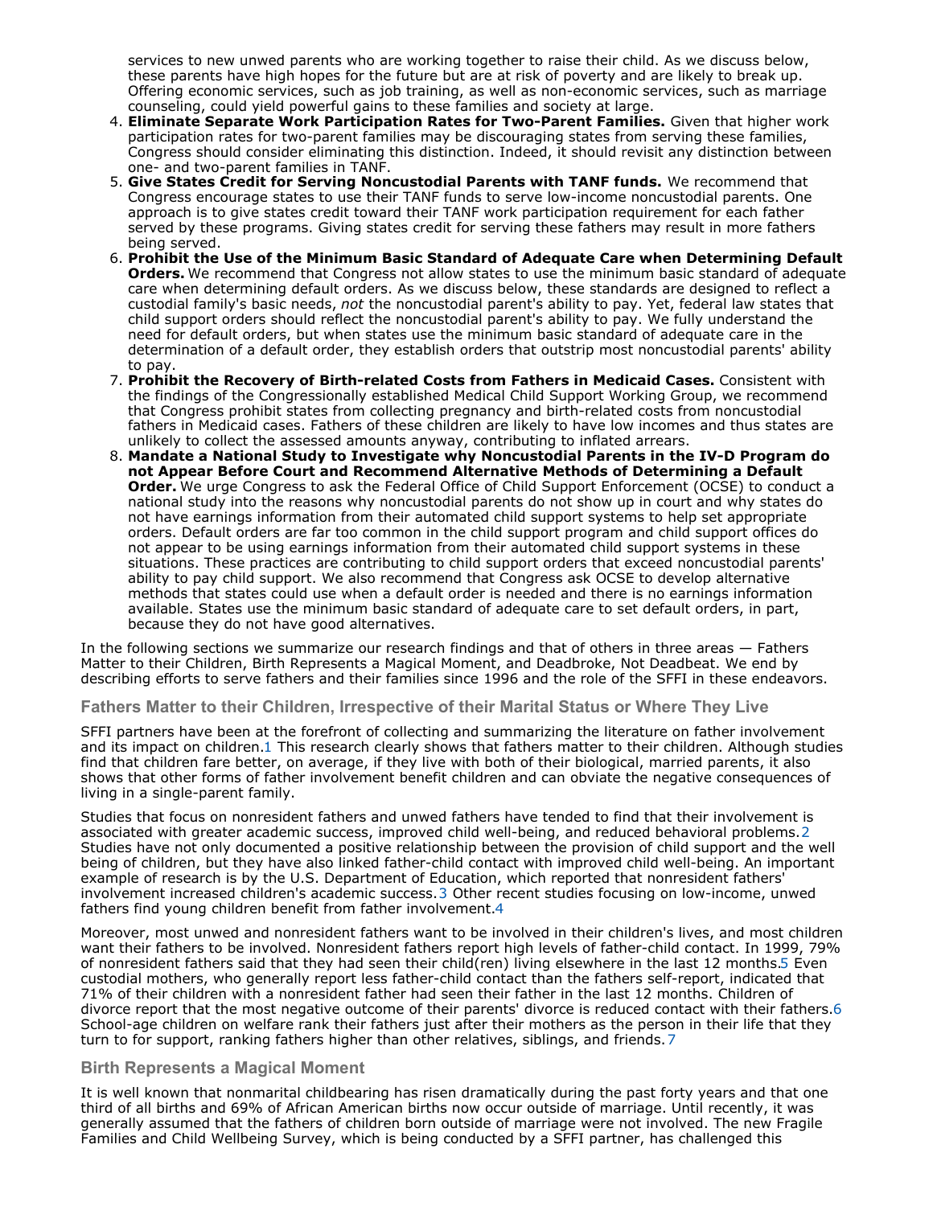services to new unwed parents who are working together to raise their child. As we discuss below, these parents have high hopes for the future but are at risk of poverty and are likely to break up. Offering economic services, such as job training, as well as non-economic services, such as marriage counseling, could yield powerful gains to these families and society at large.

4. **Eliminate Separate Work Participation Rates for Two-Parent Families.** Given that higher work participation rates for two-parent families may be discouraging states from serving these families, Congress should consider eliminating this distinction. Indeed, it should revisit any distinction between one- and two-parent families in TANF.
5. **Give States Credit for Serving Noncustodial Parents with TANF funds.** We recommend that Congress encourage states to use their TANF funds to serve low-income noncustodial parents. One approach is to give states credit toward their TANF work participation requirement for each father served by these programs. Giving states credit for serving these fathers may result in more fathers being served.
6. **Prohibit the Use of the Minimum Basic Standard of Adequate Care when Determining Default Orders.** We recommend that Congress not allow states to use the minimum basic standard of adequate care when determining default orders. As we discuss below, these standards are designed to reflect a custodial family's basic needs, *not* the noncustodial parent's ability to pay. Yet, federal law states that child support orders should reflect the noncustodial parent's ability to pay. We fully understand the need for default orders, but when states use the minimum basic standard of adequate care in the determination of a default order, they establish orders that outstrip most noncustodial parents' ability to pay.
7. **Prohibit the Recovery of Birth-related Costs from Fathers in Medicaid Cases.** Consistent with the findings of the Congressionally established Medical Child Support Working Group, we recommend that Congress prohibit states from collecting pregnancy and birth-related costs from noncustodial fathers in Medicaid cases. Fathers of these children are likely to have low incomes and thus states are unlikely to collect the assessed amounts anyway, contributing to inflated arrears.
8. **Mandate a National Study to Investigate why Noncustodial Parents in the IV-D Program do not Appear Before Court and Recommend Alternative Methods of Determining a Default Order.** We urge Congress to ask the Federal Office of Child Support Enforcement (OCSE) to conduct a national study into the reasons why noncustodial parents do not show up in court and why states do not have earnings information from their automated child support systems to help set appropriate orders. Default orders are far too common in the child support program and child support offices do not appear to be using earnings information from their automated child support systems in these situations. These practices are contributing to child support orders that exceed noncustodial parents' ability to pay child support. We also recommend that Congress ask OCSE to develop alternative methods that states could use when a default order is needed and there is no earnings information available. States use the minimum basic standard of adequate care to set default orders, in part, because they do not have good alternatives.

In the following sections we summarize our research findings and that of others in three areas — Fathers Matter to their Children, Birth Represents a Magical Moment, and Deadbroke, Not Deadbeat. We end by describing efforts to serve fathers and their families since 1996 and the role of the SFFI in these endeavors.

### Fathers Matter to their Children, Irrespective of their Marital Status or Where They Live

SFFI partners have been at the forefront of collecting and summarizing the literature on father involvement and its impact on children.[1] This research clearly shows that fathers matter to their children. Although studies find that children fare better, on average, if they live with both of their biological, married parents, it also shows that other forms of father involvement benefit children and can obviate the negative consequences of living in a single-parent family.

Studies that focus on nonresident fathers and unwed fathers have tended to find that their involvement is associated with greater academic success, improved child well-being, and reduced behavioral problems.[2] Studies have not only documented a positive relationship between the provision of child support and the well being of children, but they have also linked father-child contact with improved child well-being. An important example of research is by the U.S. Department of Education, which reported that nonresident fathers' involvement increased children's academic success.[3] Other recent studies focusing on low-income, unwed fathers find young children benefit from father involvement.[4]

Moreover, most unwed and nonresident fathers want to be involved in their children's lives, and most children want their fathers to be involved. Nonresident fathers report high levels of father-child contact. In 1999, 79% of nonresident fathers said that they had seen their child(ren) living elsewhere in the last 12 months.[5] Even custodial mothers, who generally report less father-child contact than the fathers self-report, indicated that 71% of their children with a nonresident father had seen their father in the last 12 months. Children of divorce report that the most negative outcome of their parents' divorce is reduced contact with their fathers.[6] School-age children on welfare rank their fathers just after their mothers as the person in their life that they turn to for support, ranking fathers higher than other relatives, siblings, and friends.[7]

### Birth Represents a Magical Moment

It is well known that nonmarital childbearing has risen dramatically during the past forty years and that one third of all births and 69% of African American births now occur outside of marriage. Until recently, it was generally assumed that the fathers of children born outside of marriage were not involved. The new Fragile Families and Child Wellbeing Survey, which is being conducted by a SFFI partner, has challenged this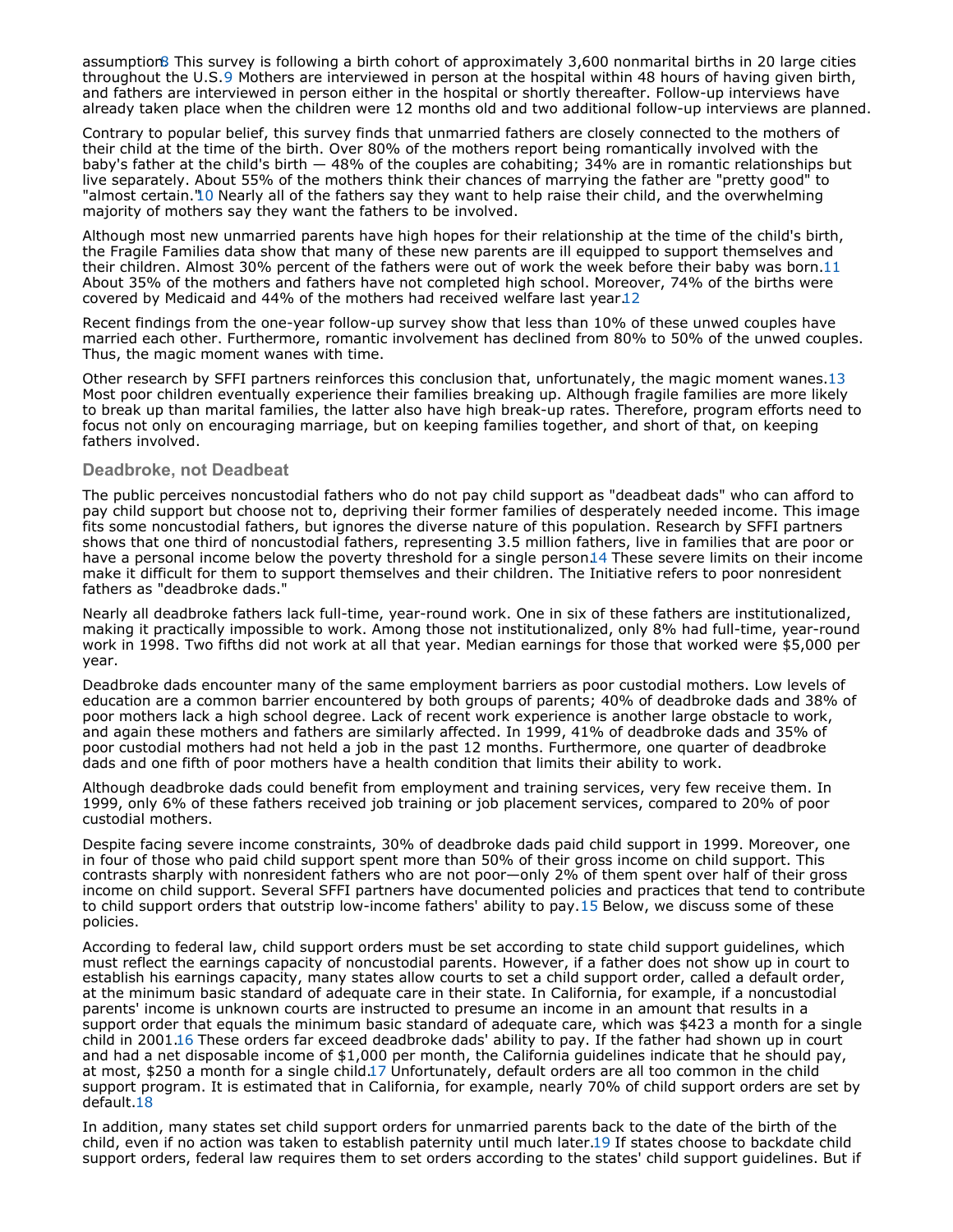assumption[8] This survey is following a birth cohort of approximately 3,600 nonmarital births in 20 large cities throughout the U.S.[9] Mothers are interviewed in person at the hospital within 48 hours of having given birth, and fathers are interviewed in person either in the hospital or shortly thereafter. Follow-up interviews have already taken place when the children were 12 months old and two additional follow-up interviews are planned.

Contrary to popular belief, this survey finds that unmarried fathers are closely connected to the mothers of their child at the time of the birth. Over 80% of the mothers report being romantically involved with the baby's father at the child's birth — 48% of the couples are cohabiting; 34% are in romantic relationships but live separately. About 55% of the mothers think their chances of marrying the father are "pretty good" to "almost certain."[10] Nearly all of the fathers say they want to help raise their child, and the overwhelming majority of mothers say they want the fathers to be involved.

Although most new unmarried parents have high hopes for their relationship at the time of the child's birth, the Fragile Families data show that many of these new parents are ill equipped to support themselves and their children. Almost 30% percent of the fathers were out of work the week before their baby was born.[11] About 35% of the mothers and fathers have not completed high school. Moreover, 74% of the births were covered by Medicaid and 44% of the mothers had received welfare last year.[12]

Recent findings from the one-year follow-up survey show that less than 10% of these unwed couples have married each other. Furthermore, romantic involvement has declined from 80% to 50% of the unwed couples. Thus, the magic moment wanes with time.

Other research by SFFI partners reinforces this conclusion that, unfortunately, the magic moment wanes.[13] Most poor children eventually experience their families breaking up. Although fragile families are more likely to break up than marital families, the latter also have high break-up rates. Therefore, program efforts need to focus not only on encouraging marriage, but on keeping families together, and short of that, on keeping fathers involved.

### Deadbroke, not Deadbeat

The public perceives noncustodial fathers who do not pay child support as "deadbeat dads" who can afford to pay child support but choose not to, depriving their former families of desperately needed income. This image fits some noncustodial fathers, but ignores the diverse nature of this population. Research by SFFI partners shows that one third of noncustodial fathers, representing 3.5 million fathers, live in families that are poor or have a personal income below the poverty threshold for a single person.[14] These severe limits on their income make it difficult for them to support themselves and their children. The Initiative refers to poor nonresident fathers as "deadbroke dads."

Nearly all deadbroke fathers lack full-time, year-round work. One in six of these fathers are institutionalized, making it practically impossible to work. Among those not institutionalized, only 8% had full-time, year-round work in 1998. Two fifths did not work at all that year. Median earnings for those that worked were $5,000 per year.

Deadbroke dads encounter many of the same employment barriers as poor custodial mothers. Low levels of education are a common barrier encountered by both groups of parents; 40% of deadbroke dads and 38% of poor mothers lack a high school degree. Lack of recent work experience is another large obstacle to work, and again these mothers and fathers are similarly affected. In 1999, 41% of deadbroke dads and 35% of poor custodial mothers had not held a job in the past 12 months. Furthermore, one quarter of deadbroke dads and one fifth of poor mothers have a health condition that limits their ability to work.

Although deadbroke dads could benefit from employment and training services, very few receive them. In 1999, only 6% of these fathers received job training or job placement services, compared to 20% of poor custodial mothers.

Despite facing severe income constraints, 30% of deadbroke dads paid child support in 1999. Moreover, one in four of those who paid child support spent more than 50% of their gross income on child support. This contrasts sharply with nonresident fathers who are not poor—only 2% of them spent over half of their gross income on child support. Several SFFI partners have documented policies and practices that tend to contribute to child support orders that outstrip low-income fathers' ability to pay.[15] Below, we discuss some of these policies.

According to federal law, child support orders must be set according to state child support guidelines, which must reflect the earnings capacity of noncustodial parents. However, if a father does not show up in court to establish his earnings capacity, many states allow courts to set a child support order, called a default order, at the minimum basic standard of adequate care in their state. In California, for example, if a noncustodial parents' income is unknown courts are instructed to presume an income in an amount that results in a support order that equals the minimum basic standard of adequate care, which was $423 a month for a single child in 2001.[16] These orders far exceed deadbroke dads' ability to pay. If the father had shown up in court and had a net disposable income of $1,000 per month, the California guidelines indicate that he should pay, at most, $250 a month for a single child.[17] Unfortunately, default orders are all too common in the child support program. It is estimated that in California, for example, nearly 70% of child support orders are set by default.[18]

In addition, many states set child support orders for unmarried parents back to the date of the birth of the child, even if no action was taken to establish paternity until much later.[19] If states choose to backdate child support orders, federal law requires them to set orders according to the states' child support guidelines. But if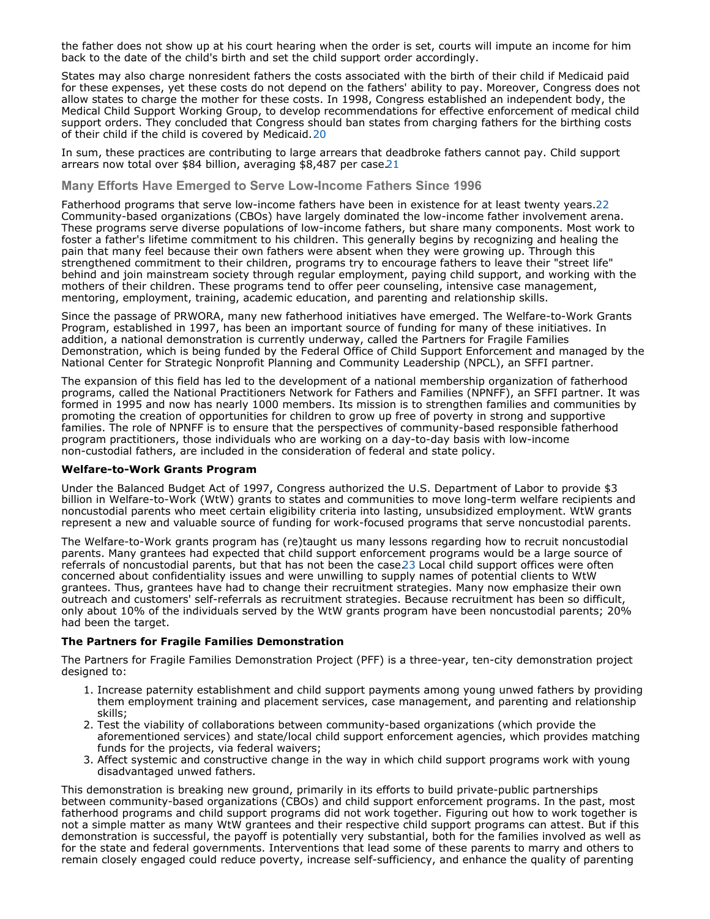the father does not show up at his court hearing when the order is set, courts will impute an income for him back to the date of the child's birth and set the child support order accordingly.

States may also charge nonresident fathers the costs associated with the birth of their child if Medicaid paid for these expenses, yet these costs do not depend on the fathers' ability to pay. Moreover, Congress does not allow states to charge the mother for these costs. In 1998, Congress established an independent body, the Medical Child Support Working Group, to develop recommendations for effective enforcement of medical child support orders. They concluded that Congress should ban states from charging fathers for the birthing costs of their child if the child is covered by Medicaid.[20]

In sum, these practices are contributing to large arrears that deadbroke fathers cannot pay. Child support arrears now total over $84 billion, averaging $8,487 per case.[21]

## Many Efforts Have Emerged to Serve Low-Income Fathers Since 1996

Fatherhood programs that serve low-income fathers have been in existence for at least twenty years.[22] Community-based organizations (CBOs) have largely dominated the low-income father involvement arena. These programs serve diverse populations of low-income fathers, but share many components. Most work to foster a father's lifetime commitment to his children. This generally begins by recognizing and healing the pain that many feel because their own fathers were absent when they were growing up. Through this strengthened commitment to their children, programs try to encourage fathers to leave their "street life" behind and join mainstream society through regular employment, paying child support, and working with the mothers of their children. These programs tend to offer peer counseling, intensive case management, mentoring, employment, training, academic education, and parenting and relationship skills.

Since the passage of PRWORA, many new fatherhood initiatives have emerged. The Welfare-to-Work Grants Program, established in 1997, has been an important source of funding for many of these initiatives. In addition, a national demonstration is currently underway, called the Partners for Fragile Families Demonstration, which is being funded by the Federal Office of Child Support Enforcement and managed by the National Center for Strategic Nonprofit Planning and Community Leadership (NPCL), an SFFI partner.

The expansion of this field has led to the development of a national membership organization of fatherhood programs, called the National Practitioners Network for Fathers and Families (NPNFF), an SFFI partner. It was formed in 1995 and now has nearly 1000 members. Its mission is to strengthen families and communities by promoting the creation of opportunities for children to grow up free of poverty in strong and supportive families. The role of NPNFF is to ensure that the perspectives of community-based responsible fatherhood program practitioners, those individuals who are working on a day-to-day basis with low-income non-custodial fathers, are included in the consideration of federal and state policy.

### Welfare-to-Work Grants Program

Under the Balanced Budget Act of 1997, Congress authorized the U.S. Department of Labor to provide $3 billion in Welfare-to-Work (WtW) grants to states and communities to move long-term welfare recipients and noncustodial parents who meet certain eligibility criteria into lasting, unsubsidized employment. WtW grants represent a new and valuable source of funding for work-focused programs that serve noncustodial parents.

The Welfare-to-Work grants program has (re)taught us many lessons regarding how to recruit noncustodial parents. Many grantees had expected that child support enforcement programs would be a large source of referrals of noncustodial parents, but that has not been the case[23] Local child support offices were often concerned about confidentiality issues and were unwilling to supply names of potential clients to WtW grantees. Thus, grantees have had to change their recruitment strategies. Many now emphasize their own outreach and customers' self-referrals as recruitment strategies. Because recruitment has been so difficult, only about 10% of the individuals served by the WtW grants program have been noncustodial parents; 20% had been the target.

### The Partners for Fragile Families Demonstration

The Partners for Fragile Families Demonstration Project (PFF) is a three-year, ten-city demonstration project designed to:

1. Increase paternity establishment and child support payments among young unwed fathers by providing them employment training and placement services, case management, and parenting and relationship skills;
2. Test the viability of collaborations between community-based organizations (which provide the aforementioned services) and state/local child support enforcement agencies, which provides matching funds for the projects, via federal waivers;
3. Affect systemic and constructive change in the way in which child support programs work with young disadvantaged unwed fathers.

This demonstration is breaking new ground, primarily in its efforts to build private-public partnerships between community-based organizations (CBOs) and child support enforcement programs. In the past, most fatherhood programs and child support programs did not work together. Figuring out how to work together is not a simple matter as many WtW grantees and their respective child support programs can attest. But if this demonstration is successful, the payoff is potentially very substantial, both for the families involved as well as for the state and federal governments. Interventions that lead some of these parents to marry and others to remain closely engaged could reduce poverty, increase self-sufficiency, and enhance the quality of parenting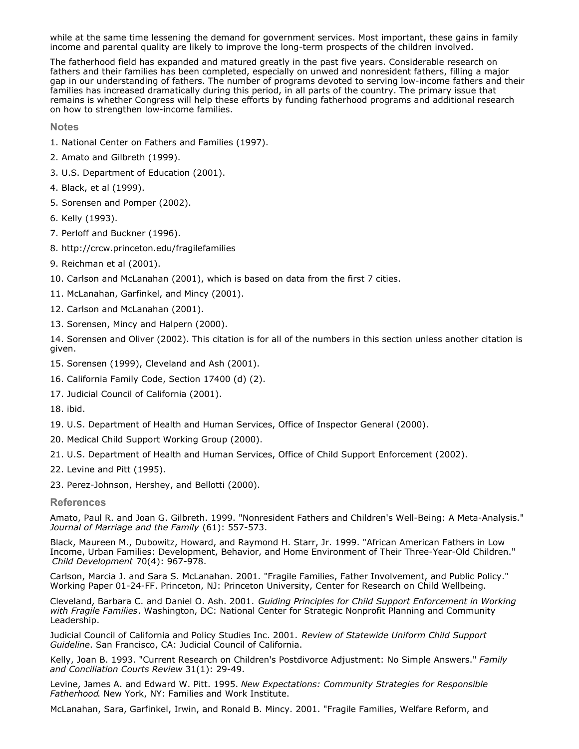while at the same time lessening the demand for government services. Most important, these gains in family income and parental quality are likely to improve the long-term prospects of the children involved.

The fatherhood field has expanded and matured greatly in the past five years. Considerable research on fathers and their families has been completed, especially on unwed and nonresident fathers, filling a major gap in our understanding of fathers. The number of programs devoted to serving low-income fathers and their families has increased dramatically during this period, in all parts of the country. The primary issue that remains is whether Congress will help these efforts by funding fatherhood programs and additional research on how to strengthen low-income families.

### Notes

1. National Center on Fathers and Families (1997).
2. Amato and Gilbreth (1999).
3. U.S. Department of Education (2001).
4. Black, et al (1999).
5. Sorensen and Pomper (2002).
6. Kelly (1993).
7. Perloff and Buckner (1996).
8. http://crcw.princeton.edu/fragilefamilies
9. Reichman et al (2001).
10. Carlson and McLanahan (2001), which is based on data from the first 7 cities.
11. McLanahan, Garfinkel, and Mincy (2001).
12. Carlson and McLanahan (2001).
13. Sorensen, Mincy and Halpern (2000).
14. Sorensen and Oliver (2002). This citation is for all of the numbers in this section unless another citation is given.
15. Sorensen (1999), Cleveland and Ash (2001).
16. California Family Code, Section 17400 (d) (2).
17. Judicial Council of California (2001).
18. ibid.
19. U.S. Department of Health and Human Services, Office of Inspector General (2000).
20. Medical Child Support Working Group (2000).
21. U.S. Department of Health and Human Services, Office of Child Support Enforcement (2002).
22. Levine and Pitt (1995).
23. Perez-Johnson, Hershey, and Bellotti (2000).

### References

Amato, Paul R. and Joan G. Gilbreth. 1999. "Nonresident Fathers and Children's Well-Being: A Meta-Analysis." *Journal of Marriage and the Family* (61): 557-573.

Black, Maureen M., Dubowitz, Howard, and Raymond H. Starr, Jr. 1999. "African American Fathers in Low Income, Urban Families: Development, Behavior, and Home Environment of Their Three-Year-Old Children." *Child Development* 70(4): 967-978.

Carlson, Marcia J. and Sara S. McLanahan. 2001. "Fragile Families, Father Involvement, and Public Policy." Working Paper 01-24-FF. Princeton, NJ: Princeton University, Center for Research on Child Wellbeing.

Cleveland, Barbara C. and Daniel O. Ash. 2001. *Guiding Principles for Child Support Enforcement in Working with Fragile Families*. Washington, DC: National Center for Strategic Nonprofit Planning and Community Leadership.

Judicial Council of California and Policy Studies Inc. 2001. *Review of Statewide Uniform Child Support Guideline*. San Francisco, CA: Judicial Council of California.

Kelly, Joan B. 1993. "Current Research on Children's Postdivorce Adjustment: No Simple Answers." *Family and Conciliation Courts Review* 31(1): 29-49.

Levine, James A. and Edward W. Pitt. 1995. *New Expectations: Community Strategies for Responsible Fatherhood*. New York, NY: Families and Work Institute.

McLanahan, Sara, Garfinkel, Irwin, and Ronald B. Mincy. 2001. "Fragile Families, Welfare Reform, and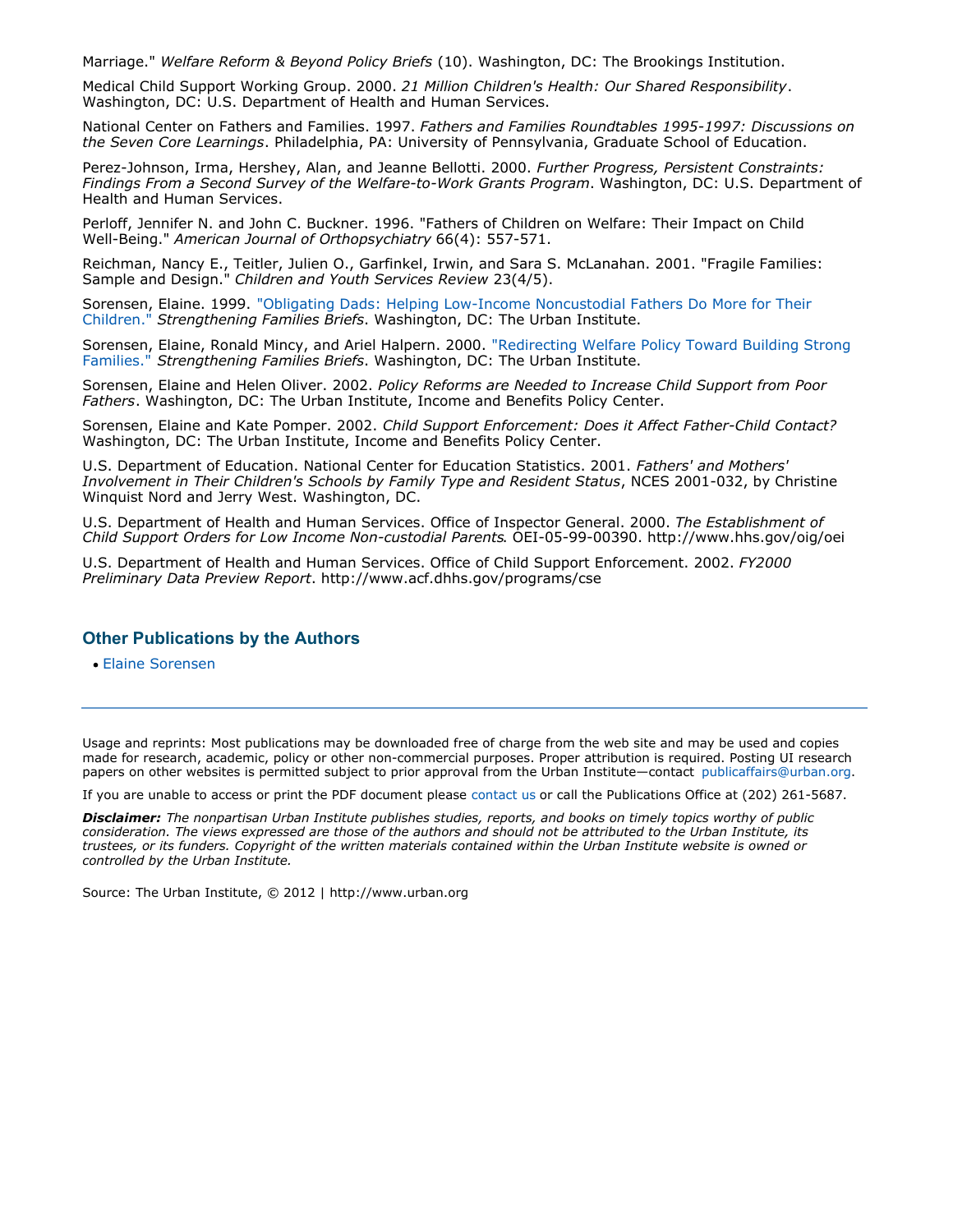Marriage." *Welfare Reform & Beyond Policy Briefs* (10). Washington, DC: The Brookings Institution.

Medical Child Support Working Group. 2000. *21 Million Children's Health: Our Shared Responsibility*. Washington, DC: U.S. Department of Health and Human Services.

National Center on Fathers and Families. 1997. *Fathers and Families Roundtables 1995-1997: Discussions on the Seven Core Learnings*. Philadelphia, PA: University of Pennsylvania, Graduate School of Education.

Perez-Johnson, Irma, Hershey, Alan, and Jeanne Bellotti. 2000. *Further Progress, Persistent Constraints: Findings From a Second Survey of the Welfare-to-Work Grants Program*. Washington, DC: U.S. Department of Health and Human Services.

Perloff, Jennifer N. and John C. Buckner. 1996. "Fathers of Children on Welfare: Their Impact on Child Well-Being." *American Journal of Orthopsychiatry* 66(4): 557-571.

Reichman, Nancy E., Teitler, Julien O., Garfinkel, Irwin, and Sara S. McLanahan. 2001. "Fragile Families: Sample and Design." *Children and Youth Services Review* 23(4/5).

Sorensen, Elaine. 1999. "Obligating Dads: Helping Low-Income Noncustodial Fathers Do More for Their Children." *Strengthening Families Briefs*. Washington, DC: The Urban Institute.

Sorensen, Elaine, Ronald Mincy, and Ariel Halpern. 2000. "Redirecting Welfare Policy Toward Building Strong Families." *Strengthening Families Briefs*. Washington, DC: The Urban Institute.

Sorensen, Elaine and Helen Oliver. 2002. *Policy Reforms are Needed to Increase Child Support from Poor Fathers*. Washington, DC: The Urban Institute, Income and Benefits Policy Center.

Sorensen, Elaine and Kate Pomper. 2002. *Child Support Enforcement: Does it Affect Father-Child Contact?* Washington, DC: The Urban Institute, Income and Benefits Policy Center.

U.S. Department of Education. National Center for Education Statistics. 2001. *Fathers' and Mothers' Involvement in Their Children's Schools by Family Type and Resident Status*, NCES 2001-032, by Christine Winquist Nord and Jerry West. Washington, DC.

U.S. Department of Health and Human Services. Office of Inspector General. 2000. *The Establishment of Child Support Orders for Low Income Non-custodial Parents*. OEI-05-99-00390. http://www.hhs.gov/oig/oei

U.S. Department of Health and Human Services. Office of Child Support Enforcement. 2002. *FY2000 Preliminary Data Preview Report*. http://www.acf.dhhs.gov/programs/cse

### Other Publications by the Authors

- Elaine Sorensen

---

Usage and reprints: Most publications may be downloaded free of charge from the web site and may be used and copies made for research, academic, policy or other non-commercial purposes. Proper attribution is required. Posting UI research papers on other websites is permitted subject to prior approval from the Urban Institute—contact publicaffairs@urban.org.

If you are unable to access or print the PDF document please contact us or call the Publications Office at (202) 261-5687.

***Disclaimer:*** *The nonpartisan Urban Institute publishes studies, reports, and books on timely topics worthy of public consideration. The views expressed are those of the authors and should not be attributed to the Urban Institute, its trustees, or its funders. Copyright of the written materials contained within the Urban Institute website is owned or controlled by the Urban Institute.*

Source: The Urban Institute, © 2012 | http://www.urban.org